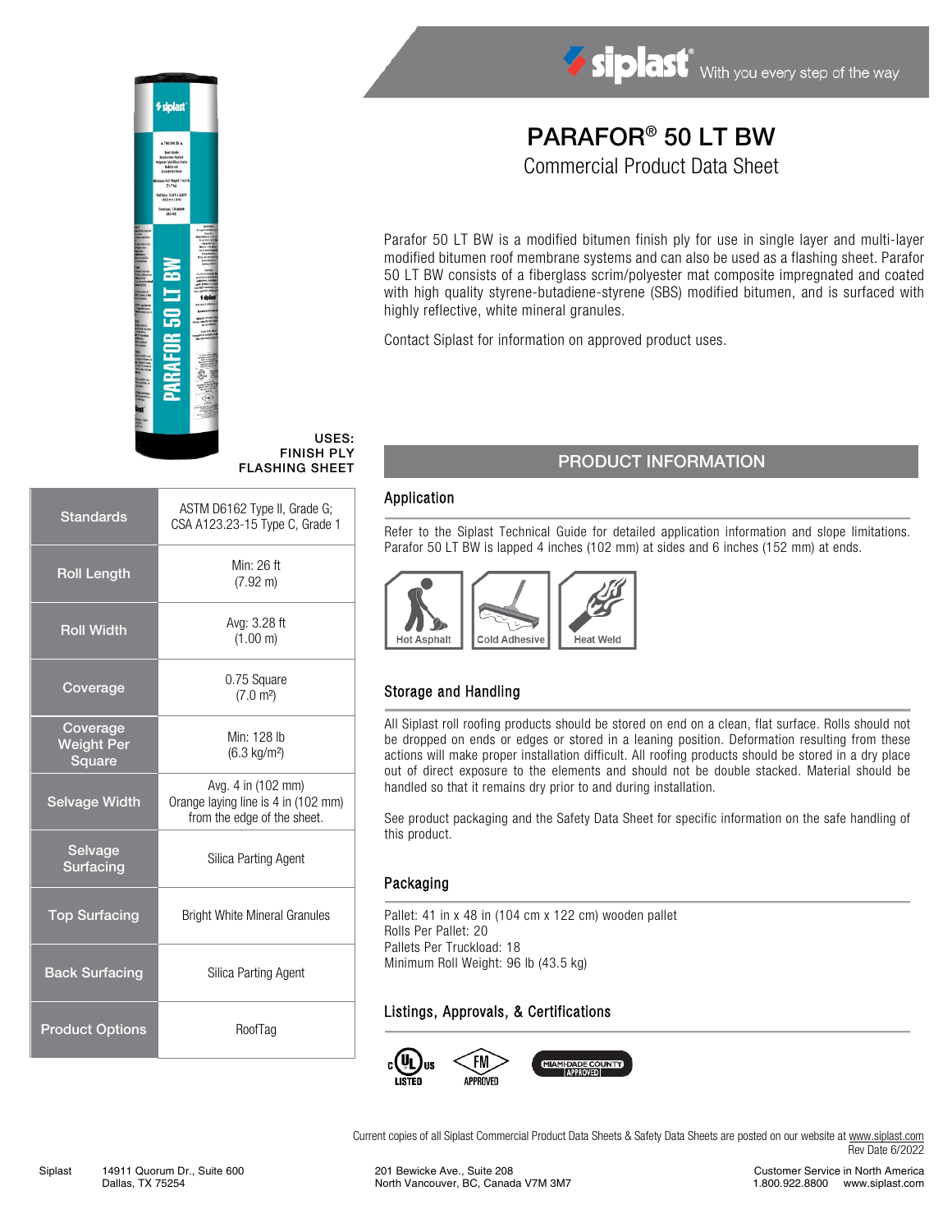# PARAFOR® 50 LT BW

Commercial Product Data Sheet

Parafor 50 LT BW is a modified bitumen finish ply for use in single layer and multi-layer modified bitumen roof membrane systems and can also be used as a flashing sheet. Parafor 50 LT BW consists of a fiberglass scrim/polyester mat composite impregnated and coated with high quality styrene-butadiene-styrene (SBS) modified bitumen, and is surfaced with highly reflective, white mineral granules.

Contact Siplast for information on approved product uses.

**USES:**
**FINISH PLY**
**FLASHING SHEET**

| | |
|---|---|
| Standards | ASTM D6162 Type II, Grade G; CSA A123.23-15 Type C, Grade 1 |
| Roll Length | Min: 26 ft (7.92 m) |
| Roll Width | Avg: 3.28 ft (1.00 m) |
| Coverage | 0.75 Square (7.0 m²) |
| Coverage Weight Per Square | Min: 128 lb (6.3 kg/m²) |
| Selvage Width | Avg. 4 in (102 mm) Orange laying line is 4 in (102 mm) from the edge of the sheet. |
| Selvage Surfacing | Silica Parting Agent |
| Top Surfacing | Bright White Mineral Granules |
| Back Surfacing | Silica Parting Agent |
| Product Options | RoofTag |

## PRODUCT INFORMATION

### Application

Refer to the Siplast Technical Guide for detailed application information and slope limitations. Parafor 50 LT BW is lapped 4 inches (102 mm) at sides and 6 inches (152 mm) at ends.

Hot Asphalt | Cold Adhesive | Heat Weld

### Storage and Handling

All Siplast roll roofing products should be stored on end on a clean, flat surface. Rolls should not be dropped on ends or edges or stored in a leaning position. Deformation resulting from these actions will make proper installation difficult. All roofing products should be stored in a dry place out of direct exposure to the elements and should not be double stacked. Material should be handled so that it remains dry prior to and during installation.

See product packaging and the Safety Data Sheet for specific information on the safe handling of this product.

### Packaging

Pallet: 41 in x 48 in (104 cm x 122 cm) wooden pallet
Rolls Per Pallet: 20
Pallets Per Truckload: 18
Minimum Roll Weight: 96 lb (43.5 kg)

### Listings, Approvals, & Certifications

UL Listed | FM Approved | Miami-Dade County Approved

Current copies of all Siplast Commercial Product Data Sheets & Safety Data Sheets are posted on our website at www.siplast.com
Rev Date 6/2022

Siplast 14911 Quorum Dr., Suite 600 Dallas, TX 75254 | 201 Bewicke Ave., Suite 208 North Vancouver, BC, Canada V7M 3M7 | Customer Service in North America 1.800.922.8800 www.siplast.com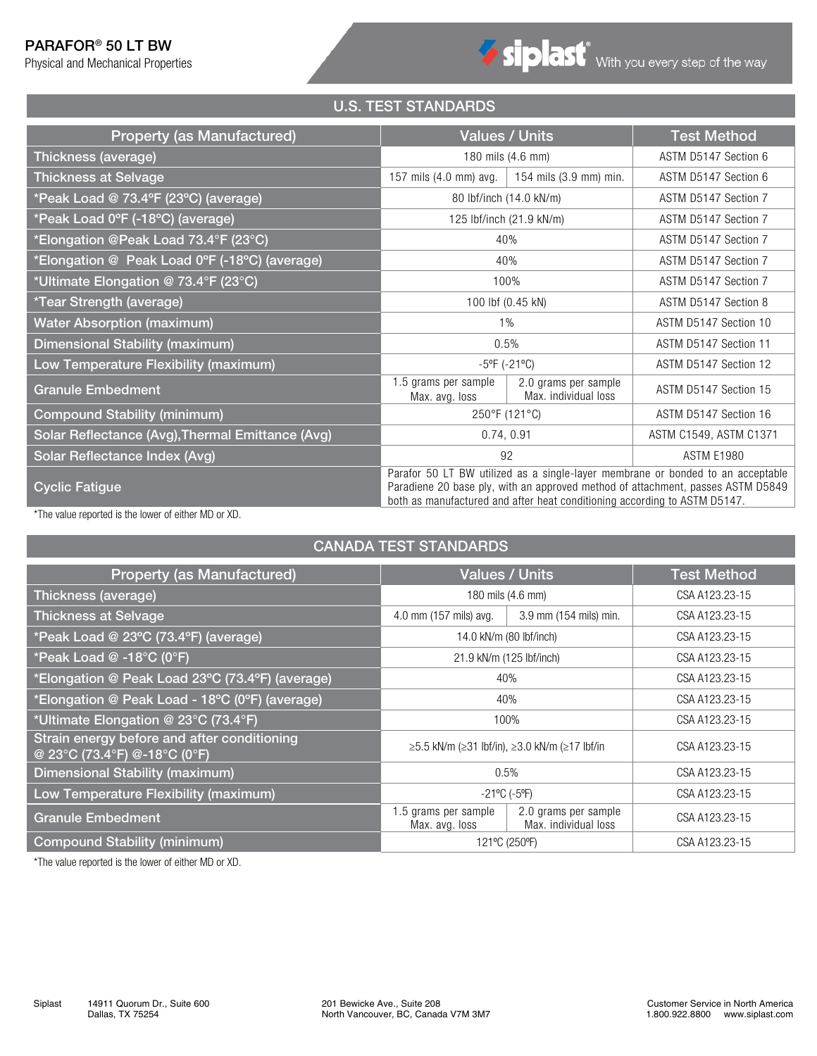# PARAFOR® 50 LT BW

Physical and Mechanical Properties

siplast With you every step of the way

## U.S. TEST STANDARDS

| Property (as Manufactured) | Values / Units | | Test Method |
|---|---|---|---|
| Thickness (average) | 180 mils (4.6 mm) | | ASTM D5147 Section 6 |
| Thickness at Selvage | 157 mils (4.0 mm) avg. | 154 mils (3.9 mm) min. | ASTM D5147 Section 6 |
| *Peak Load @ 73.4ºF (23ºC) (average) | 80 lbf/inch (14.0 kN/m) | | ASTM D5147 Section 7 |
| *Peak Load 0ºF (-18ºC) (average) | 125 lbf/inch (21.9 kN/m) | | ASTM D5147 Section 7 |
| *Elongation @Peak Load 73.4°F (23°C) | 40% | | ASTM D5147 Section 7 |
| *Elongation @ Peak Load 0ºF (-18ºC) (average) | 40% | | ASTM D5147 Section 7 |
| *Ultimate Elongation @ 73.4°F (23°C) | 100% | | ASTM D5147 Section 7 |
| *Tear Strength (average) | 100 lbf (0.45 kN) | | ASTM D5147 Section 8 |
| Water Absorption (maximum) | 1% | | ASTM D5147 Section 10 |
| Dimensional Stability (maximum) | 0.5% | | ASTM D5147 Section 11 |
| Low Temperature Flexibility (maximum) | -5ºF (-21ºC) | | ASTM D5147 Section 12 |
| Granule Embedment | 1.5 grams per sample Max. avg. loss | 2.0 grams per sample Max. individual loss | ASTM D5147 Section 15 |
| Compound Stability (minimum) | 250°F (121°C) | | ASTM D5147 Section 16 |
| Solar Reflectance (Avg),Thermal Emittance (Avg) | 0.74, 0.91 | | ASTM C1549, ASTM C1371 |
| Solar Reflectance Index (Avg) | 92 | | ASTM E1980 |
| Cyclic Fatigue | Parafor 50 LT BW utilized as a single-layer membrane or bonded to an acceptable Paradiene 20 base ply, with an approved method of attachment, passes ASTM D5849 both as manufactured and after heat conditioning according to ASTM D5147. | | |

*The value reported is the lower of either MD or XD.

## CANADA TEST STANDARDS

| Property (as Manufactured) | Values / Units | | Test Method |
|---|---|---|---|
| Thickness (average) | 180 mils (4.6 mm) | | CSA A123.23-15 |
| Thickness at Selvage | 4.0 mm (157 mils) avg. | 3.9 mm (154 mils) min. | CSA A123.23-15 |
| *Peak Load @ 23ºC (73.4ºF) (average) | 14.0 kN/m (80 lbf/inch) | | CSA A123.23-15 |
| *Peak Load @ -18°C (0°F) | 21.9 kN/m (125 lbf/inch) | | CSA A123.23-15 |
| *Elongation @ Peak Load 23ºC (73.4ºF) (average) | 40% | | CSA A123.23-15 |
| *Elongation @ Peak Load - 18ºC (0ºF) (average) | 40% | | CSA A123.23-15 |
| *Ultimate Elongation @ 23°C (73.4°F) | 100% | | CSA A123.23-15 |
| Strain energy before and after conditioning @ 23°C (73.4°F) @-18°C (0°F) | ≥5.5 kN/m (≥31 lbf/in), ≥3.0 kN/m (≥17 lbf/in | | CSA A123.23-15 |
| Dimensional Stability (maximum) | 0.5% | | CSA A123.23-15 |
| Low Temperature Flexibility (maximum) | -21ºC (-5ºF) | | CSA A123.23-15 |
| Granule Embedment | 1.5 grams per sample Max. avg. loss | 2.0 grams per sample Max. individual loss | CSA A123.23-15 |
| Compound Stability (minimum) | 121ºC (250ºF) | | CSA A123.23-15 |

*The value reported is the lower of either MD or XD.

Siplast 14911 Quorum Dr., Suite 600
Dallas, TX 75254

201 Bewicke Ave., Suite 208
North Vancouver, BC, Canada V7M 3M7

Customer Service in North America
1.800.922.8800 www.siplast.com